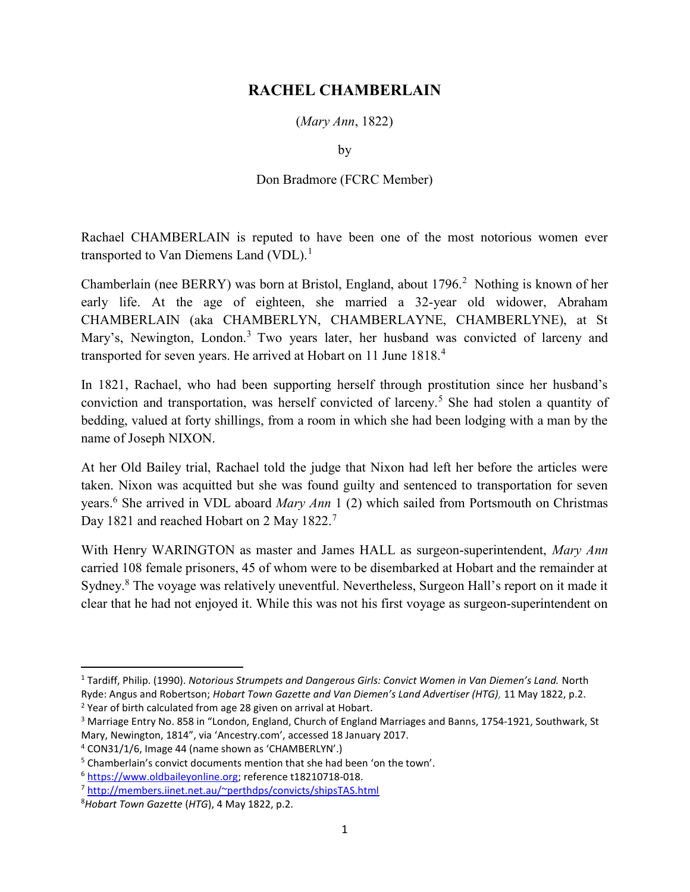# RACHEL CHAMBERLAIN

(*Mary Ann*, 1822)

by

Don Bradmore (FCRC Member)

Rachael CHAMBERLAIN is reputed to have been one of the most notorious women ever transported to Van Diemens Land (VDL).[1]

Chamberlain (nee BERRY) was born at Bristol, England, about 1796.[2] Nothing is known of her early life. At the age of eighteen, she married a 32-year old widower, Abraham CHAMBERLAIN (aka CHAMBERLYN, CHAMBERLAYNE, CHAMBERLYNE), at St Mary's, Newington, London.[3] Two years later, her husband was convicted of larceny and transported for seven years. He arrived at Hobart on 11 June 1818.[4]

In 1821, Rachael, who had been supporting herself through prostitution since her husband's conviction and transportation, was herself convicted of larceny.[5] She had stolen a quantity of bedding, valued at forty shillings, from a room in which she had been lodging with a man by the name of Joseph NIXON.

At her Old Bailey trial, Rachael told the judge that Nixon had left her before the articles were taken. Nixon was acquitted but she was found guilty and sentenced to transportation for seven years.[6] She arrived in VDL aboard *Mary Ann* 1 (2) which sailed from Portsmouth on Christmas Day 1821 and reached Hobart on 2 May 1822.[7]

With Henry WARINGTON as master and James HALL as surgeon-superintendent, *Mary Ann* carried 108 female prisoners, 45 of whom were to be disembarked at Hobart and the remainder at Sydney.[8] The voyage was relatively uneventful. Nevertheless, Surgeon Hall's report on it made it clear that he had not enjoyed it. While this was not his first voyage as surgeon-superintendent on

---

[1] Tardiff, Philip. (1990). *Notorious Strumpets and Dangerous Girls: Convict Women in Van Diemen's Land.* North Ryde: Angus and Robertson; *Hobart Town Gazette and Van Diemen's Land Advertiser (HTG),* 11 May 1822, p.2.

[2] Year of birth calculated from age 28 given on arrival at Hobart.

[3] Marriage Entry No. 858 in "London, England, Church of England Marriages and Banns, 1754-1921, Southwark, St Mary, Newington, 1814", via 'Ancestry.com', accessed 18 January 2017.

[4] CON31/1/6, Image 44 (name shown as 'CHAMBERLYN'.)

[5] Chamberlain's convict documents mention that she had been 'on the town'.

[6] https://www.oldbaileyonline.org; reference t18210718-018.

[7] http://members.iinet.net.au/~perthdps/convicts/shipsTAS.html

[8] *Hobart Town Gazette* (*HTG*), 4 May 1822, p.2.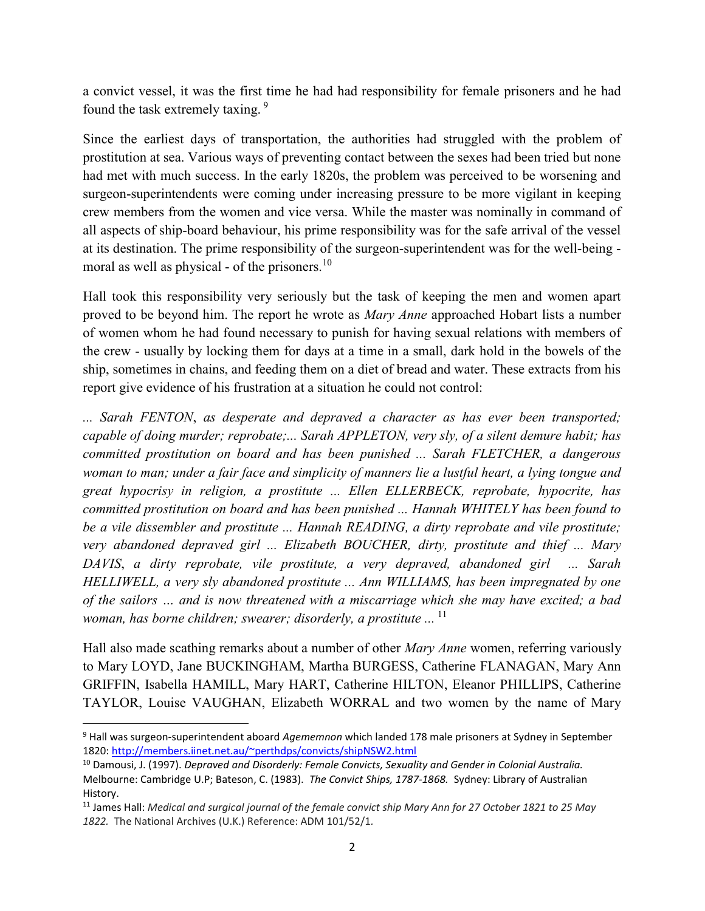a convict vessel, it was the first time he had had responsibility for female prisoners and he had found the task extremely taxing. [9]

Since the earliest days of transportation, the authorities had struggled with the problem of prostitution at sea. Various ways of preventing contact between the sexes had been tried but none had met with much success. In the early 1820s, the problem was perceived to be worsening and surgeon-superintendents were coming under increasing pressure to be more vigilant in keeping crew members from the women and vice versa. While the master was nominally in command of all aspects of ship-board behaviour, his prime responsibility was for the safe arrival of the vessel at its destination. The prime responsibility of the surgeon-superintendent was for the well-being - moral as well as physical - of the prisoners.[10]

Hall took this responsibility very seriously but the task of keeping the men and women apart proved to be beyond him. The report he wrote as *Mary Anne* approached Hobart lists a number of women whom he had found necessary to punish for having sexual relations with members of the crew - usually by locking them for days at a time in a small, dark hold in the bowels of the ship, sometimes in chains, and feeding them on a diet of bread and water. These extracts from his report give evidence of his frustration at a situation he could not control:

*... Sarah FENTON, as desperate and depraved a character as has ever been transported; capable of doing murder; reprobate;... Sarah APPLETON, very sly, of a silent demure habit; has committed prostitution on board and has been punished ... Sarah FLETCHER, a dangerous woman to man; under a fair face and simplicity of manners lie a lustful heart, a lying tongue and great hypocrisy in religion, a prostitute ... Ellen ELLERBECK, reprobate, hypocrite, has committed prostitution on board and has been punished ... Hannah WHITELY has been found to be a vile dissembler and prostitute ... Hannah READING, a dirty reprobate and vile prostitute; very abandoned depraved girl ... Elizabeth BOUCHER, dirty, prostitute and thief ... Mary DAVIS, a dirty reprobate, vile prostitute, a very depraved, abandoned girl ... Sarah HELLIWELL, a very sly abandoned prostitute ... Ann WILLIAMS, has been impregnated by one of the sailors … and is now threatened with a miscarriage which she may have excited; a bad woman, has borne children; swearer; disorderly, a prostitute ...* [11]

Hall also made scathing remarks about a number of other *Mary Anne* women, referring variously to Mary LOYD, Jane BUCKINGHAM, Martha BURGESS, Catherine FLANAGAN, Mary Ann GRIFFIN, Isabella HAMILL, Mary HART, Catherine HILTON, Eleanor PHILLIPS, Catherine TAYLOR, Louise VAUGHAN, Elizabeth WORRAL and two women by the name of Mary

---

[9] Hall was surgeon-superintendent aboard *Agememnon* which landed 178 male prisoners at Sydney in September 1820: http://members.iinet.net.au/~perthdps/convicts/shipNSW2.html

[10] Damousi, J. (1997). *Depraved and Disorderly: Female Convicts, Sexuality and Gender in Colonial Australia.* Melbourne: Cambridge U.P; Bateson, C. (1983). *The Convict Ships, 1787-1868.* Sydney: Library of Australian History.

[11] James Hall: *Medical and surgical journal of the female convict ship Mary Ann for 27 October 1821 to 25 May 1822.* The National Archives (U.K.) Reference: ADM 101/52/1.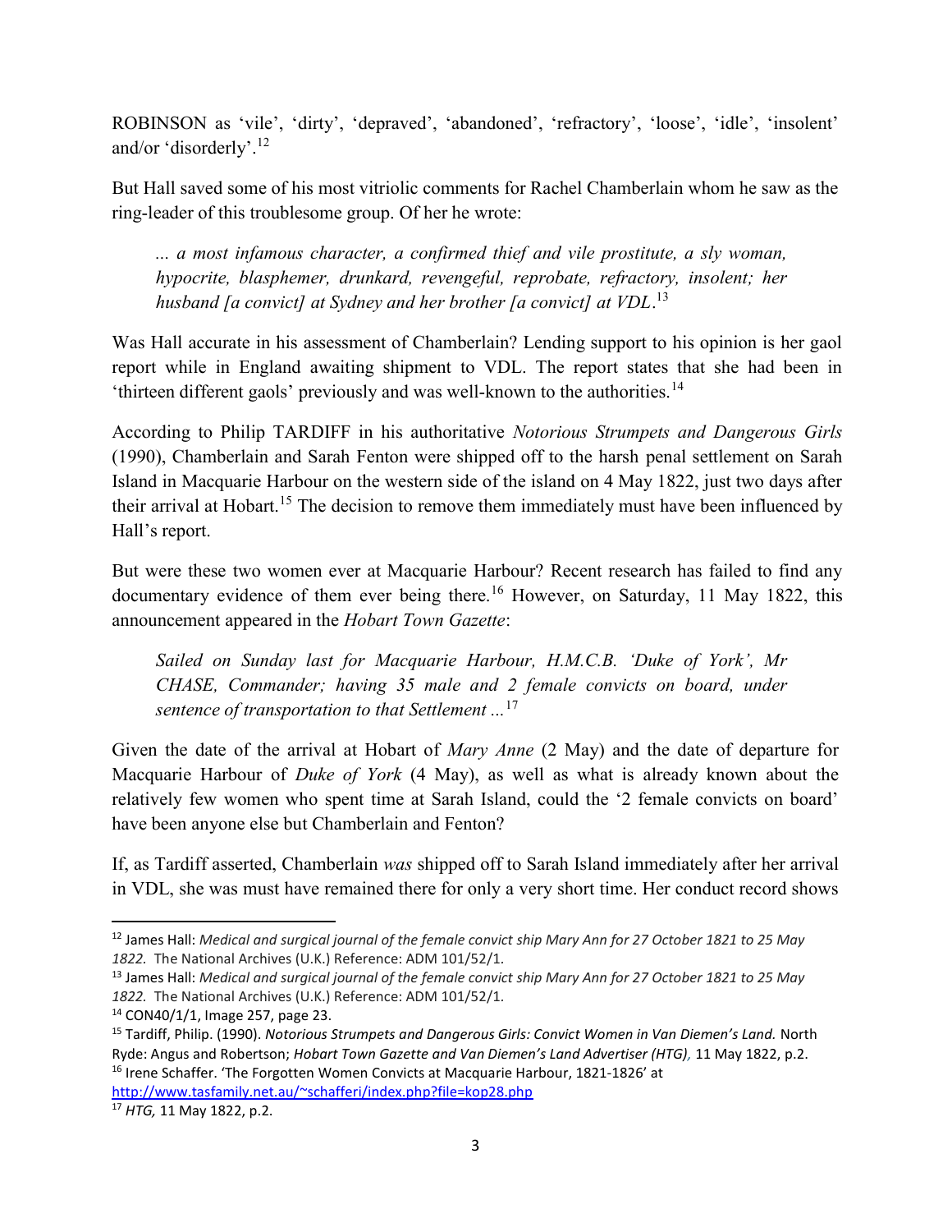ROBINSON as 'vile', 'dirty', 'depraved', 'abandoned', 'refractory', 'loose', 'idle', 'insolent' and/or 'disorderly'.[12]

But Hall saved some of his most vitriolic comments for Rachel Chamberlain whom he saw as the ring-leader of this troublesome group. Of her he wrote:

> *... a most infamous character, a confirmed thief and vile prostitute, a sly woman, hypocrite, blasphemer, drunkard, revengeful, reprobate, refractory, insolent; her husband [a convict] at Sydney and her brother [a convict] at VDL*.[13]

Was Hall accurate in his assessment of Chamberlain? Lending support to his opinion is her gaol report while in England awaiting shipment to VDL. The report states that she had been in 'thirteen different gaols' previously and was well-known to the authorities.[14]

According to Philip TARDIFF in his authoritative *Notorious Strumpets and Dangerous Girls* (1990), Chamberlain and Sarah Fenton were shipped off to the harsh penal settlement on Sarah Island in Macquarie Harbour on the western side of the island on 4 May 1822, just two days after their arrival at Hobart.[15] The decision to remove them immediately must have been influenced by Hall's report.

But were these two women ever at Macquarie Harbour? Recent research has failed to find any documentary evidence of them ever being there.[16] However, on Saturday, 11 May 1822, this announcement appeared in the *Hobart Town Gazette*:

> *Sailed on Sunday last for Macquarie Harbour, H.M.C.B. 'Duke of York', Mr CHASE, Commander; having 35 male and 2 female convicts on board, under sentence of transportation to that Settlement ...*[17]

Given the date of the arrival at Hobart of *Mary Anne* (2 May) and the date of departure for Macquarie Harbour of *Duke of York* (4 May), as well as what is already known about the relatively few women who spent time at Sarah Island, could the '2 female convicts on board' have been anyone else but Chamberlain and Fenton?

If, as Tardiff asserted, Chamberlain *was* shipped off to Sarah Island immediately after her arrival in VDL, she was must have remained there for only a very short time. Her conduct record shows

---

[12] James Hall: *Medical and surgical journal of the female convict ship Mary Ann for 27 October 1821 to 25 May 1822.* The National Archives (U.K.) Reference: ADM 101/52/1.

[13] James Hall: *Medical and surgical journal of the female convict ship Mary Ann for 27 October 1821 to 25 May 1822.* The National Archives (U.K.) Reference: ADM 101/52/1.

[14] CON40/1/1, Image 257, page 23.

[15] Tardiff, Philip. (1990). *Notorious Strumpets and Dangerous Girls: Convict Women in Van Diemen's Land.* North Ryde: Angus and Robertson; *Hobart Town Gazette and Van Diemen's Land Advertiser (HTG),* 11 May 1822, p.2.

[16] Irene Schaffer. 'The Forgotten Women Convicts at Macquarie Harbour, 1821-1826' at http://www.tasfamily.net.au/~schafferi/index.php?file=kop28.php

[17] *HTG,* 11 May 1822, p.2.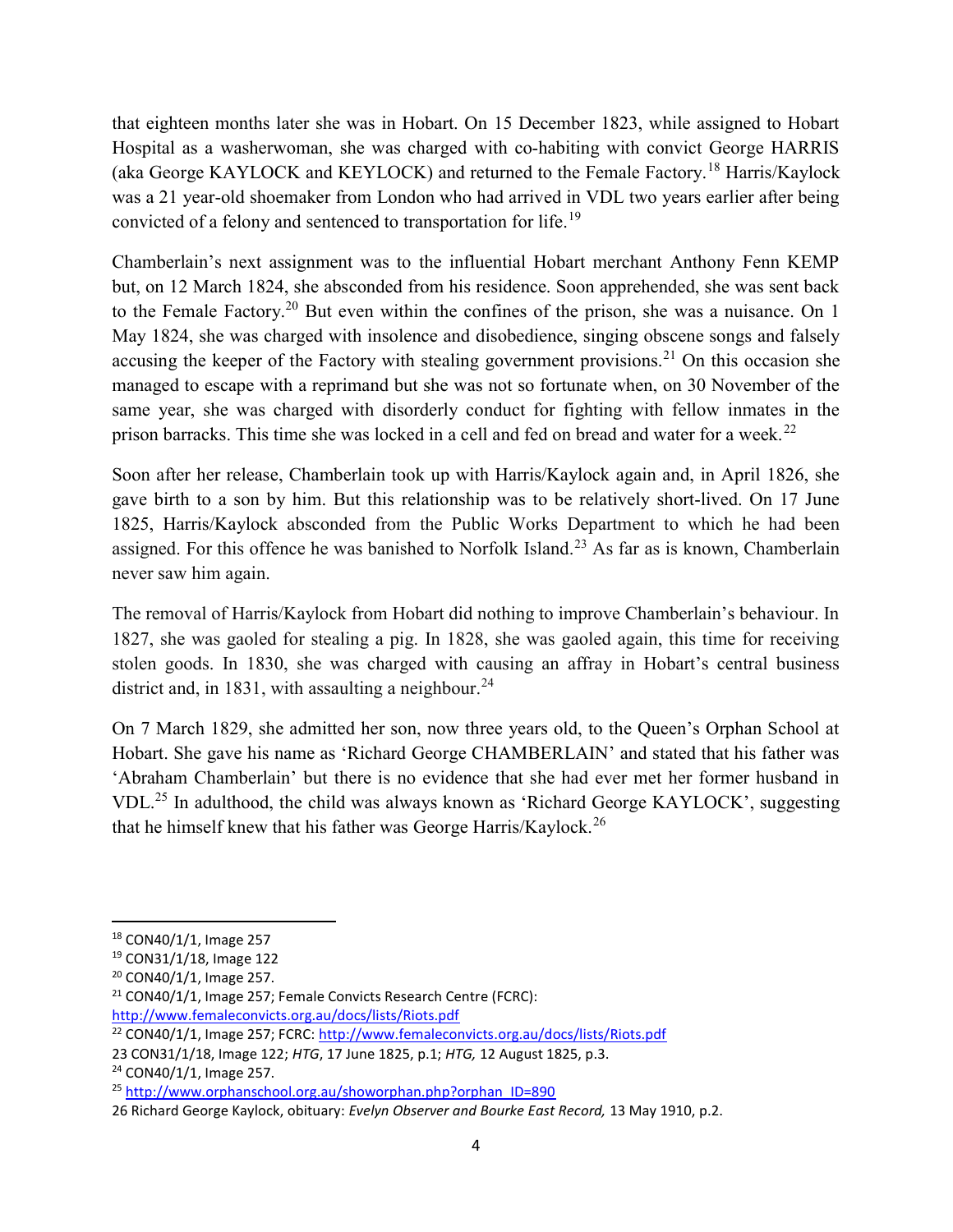that eighteen months later she was in Hobart. On 15 December 1823, while assigned to Hobart Hospital as a washerwoman, she was charged with co-habiting with convict George HARRIS (aka George KAYLOCK and KEYLOCK) and returned to the Female Factory.[18] Harris/Kaylock was a 21 year-old shoemaker from London who had arrived in VDL two years earlier after being convicted of a felony and sentenced to transportation for life.[19]

Chamberlain's next assignment was to the influential Hobart merchant Anthony Fenn KEMP but, on 12 March 1824, she absconded from his residence. Soon apprehended, she was sent back to the Female Factory.[20] But even within the confines of the prison, she was a nuisance. On 1 May 1824, she was charged with insolence and disobedience, singing obscene songs and falsely accusing the keeper of the Factory with stealing government provisions.[21] On this occasion she managed to escape with a reprimand but she was not so fortunate when, on 30 November of the same year, she was charged with disorderly conduct for fighting with fellow inmates in the prison barracks. This time she was locked in a cell and fed on bread and water for a week.[22]

Soon after her release, Chamberlain took up with Harris/Kaylock again and, in April 1826, she gave birth to a son by him. But this relationship was to be relatively short-lived. On 17 June 1825, Harris/Kaylock absconded from the Public Works Department to which he had been assigned. For this offence he was banished to Norfolk Island.[23] As far as is known, Chamberlain never saw him again.

The removal of Harris/Kaylock from Hobart did nothing to improve Chamberlain's behaviour. In 1827, she was gaoled for stealing a pig. In 1828, she was gaoled again, this time for receiving stolen goods. In 1830, she was charged with causing an affray in Hobart's central business district and, in 1831, with assaulting a neighbour.[24]

On 7 March 1829, she admitted her son, now three years old, to the Queen's Orphan School at Hobart. She gave his name as 'Richard George CHAMBERLAIN' and stated that his father was 'Abraham Chamberlain' but there is no evidence that she had ever met her former husband in VDL.[25] In adulthood, the child was always known as 'Richard George KAYLOCK', suggesting that he himself knew that his father was George Harris/Kaylock.[26]

---

[18] CON40/1/1, Image 257

[19] CON31/1/18, Image 122

[20] CON40/1/1, Image 257.

[21] CON40/1/1, Image 257; Female Convicts Research Centre (FCRC): http://www.femaleconvicts.org.au/docs/lists/Riots.pdf

[22] CON40/1/1, Image 257; FCRC: http://www.femaleconvicts.org.au/docs/lists/Riots.pdf

[23] CON31/1/18, Image 122; *HTG*, 17 June 1825, p.1; *HTG,* 12 August 1825, p.3.

[24] CON40/1/1, Image 257.

[25] http://www.orphanschool.org.au/showorphan.php?orphan_ID=890

[26] Richard George Kaylock, obituary: *Evelyn Observer and Bourke East Record,* 13 May 1910, p.2.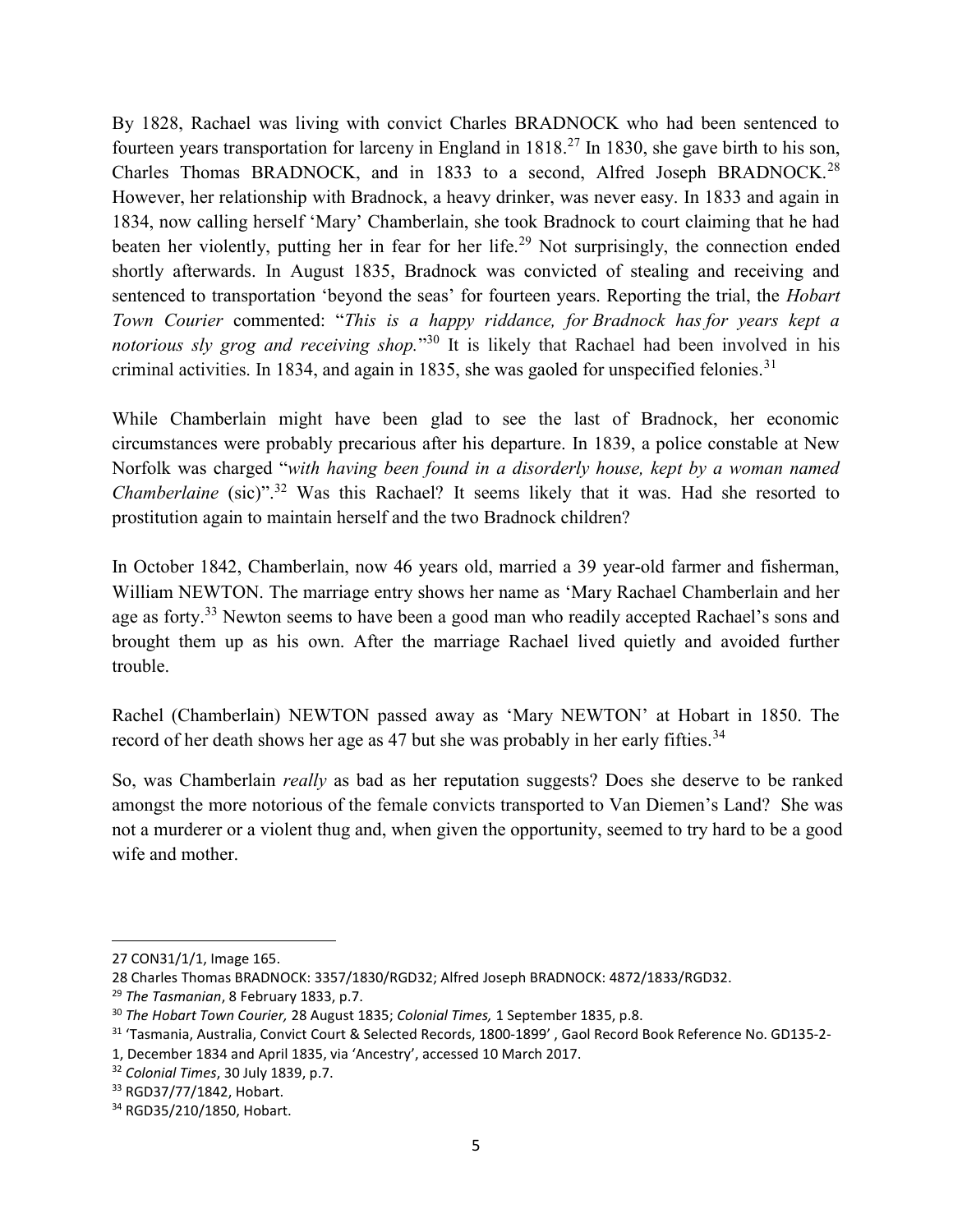By 1828, Rachael was living with convict Charles BRADNOCK who had been sentenced to fourteen years transportation for larceny in England in 1818.[27] In 1830, she gave birth to his son, Charles Thomas BRADNOCK, and in 1833 to a second, Alfred Joseph BRADNOCK.[28] However, her relationship with Bradnock, a heavy drinker, was never easy. In 1833 and again in 1834, now calling herself 'Mary' Chamberlain, she took Bradnock to court claiming that he had beaten her violently, putting her in fear for her life.[29] Not surprisingly, the connection ended shortly afterwards. In August 1835, Bradnock was convicted of stealing and receiving and sentenced to transportation 'beyond the seas' for fourteen years. Reporting the trial, the *Hobart Town Courier* commented: "*This is a happy riddance, for Bradnock has for years kept a notorious sly grog and receiving shop.*"[30] It is likely that Rachael had been involved in his criminal activities. In 1834, and again in 1835, she was gaoled for unspecified felonies.[31]

While Chamberlain might have been glad to see the last of Bradnock, her economic circumstances were probably precarious after his departure. In 1839, a police constable at New Norfolk was charged "*with having been found in a disorderly house, kept by a woman named Chamberlaine* (sic)".[32] Was this Rachael? It seems likely that it was. Had she resorted to prostitution again to maintain herself and the two Bradnock children?

In October 1842, Chamberlain, now 46 years old, married a 39 year-old farmer and fisherman, William NEWTON. The marriage entry shows her name as 'Mary Rachael Chamberlain and her age as forty.[33] Newton seems to have been a good man who readily accepted Rachael's sons and brought them up as his own. After the marriage Rachael lived quietly and avoided further trouble.

Rachel (Chamberlain) NEWTON passed away as 'Mary NEWTON' at Hobart in 1850. The record of her death shows her age as 47 but she was probably in her early fifties.[34]

So, was Chamberlain *really* as bad as her reputation suggests? Does she deserve to be ranked amongst the more notorious of the female convicts transported to Van Diemen's Land? She was not a murderer or a violent thug and, when given the opportunity, seemed to try hard to be a good wife and mother.

---

27 CON31/1/1, Image 165.

28 Charles Thomas BRADNOCK: 3357/1830/RGD32; Alfred Joseph BRADNOCK: 4872/1833/RGD32.

29 *The Tasmanian*, 8 February 1833, p.7.

30 *The Hobart Town Courier,* 28 August 1835; *Colonial Times,* 1 September 1835, p.8.

31 'Tasmania, Australia, Convict Court & Selected Records, 1800-1899' , Gaol Record Book Reference No. GD135-2-1, December 1834 and April 1835, via 'Ancestry', accessed 10 March 2017.

32 *Colonial Times*, 30 July 1839, p.7.

33 RGD37/77/1842, Hobart.

34 RGD35/210/1850, Hobart.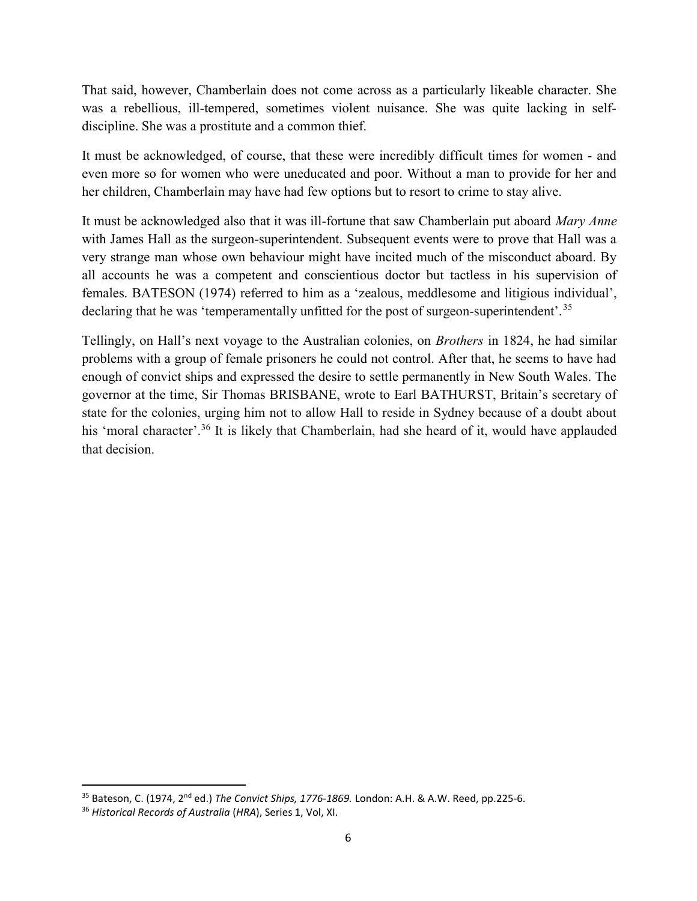That said, however, Chamberlain does not come across as a particularly likeable character. She was a rebellious, ill-tempered, sometimes violent nuisance. She was quite lacking in self-discipline. She was a prostitute and a common thief.

It must be acknowledged, of course, that these were incredibly difficult times for women - and even more so for women who were uneducated and poor. Without a man to provide for her and her children, Chamberlain may have had few options but to resort to crime to stay alive.

It must be acknowledged also that it was ill-fortune that saw Chamberlain put aboard *Mary Anne* with James Hall as the surgeon-superintendent. Subsequent events were to prove that Hall was a very strange man whose own behaviour might have incited much of the misconduct aboard. By all accounts he was a competent and conscientious doctor but tactless in his supervision of females. BATESON (1974) referred to him as a 'zealous, meddlesome and litigious individual', declaring that he was 'temperamentally unfitted for the post of surgeon-superintendent'.[35]

Tellingly, on Hall's next voyage to the Australian colonies, on *Brothers* in 1824, he had similar problems with a group of female prisoners he could not control. After that, he seems to have had enough of convict ships and expressed the desire to settle permanently in New South Wales. The governor at the time, Sir Thomas BRISBANE, wrote to Earl BATHURST, Britain's secretary of state for the colonies, urging him not to allow Hall to reside in Sydney because of a doubt about his 'moral character'.[36] It is likely that Chamberlain, had she heard of it, would have applauded that decision.

---

[35] Bateson, C. (1974, 2nd ed.) *The Convict Ships, 1776-1869.* London: A.H. & A.W. Reed, pp.225-6.

[36] *Historical Records of Australia* (*HRA*), Series 1, Vol, XI.